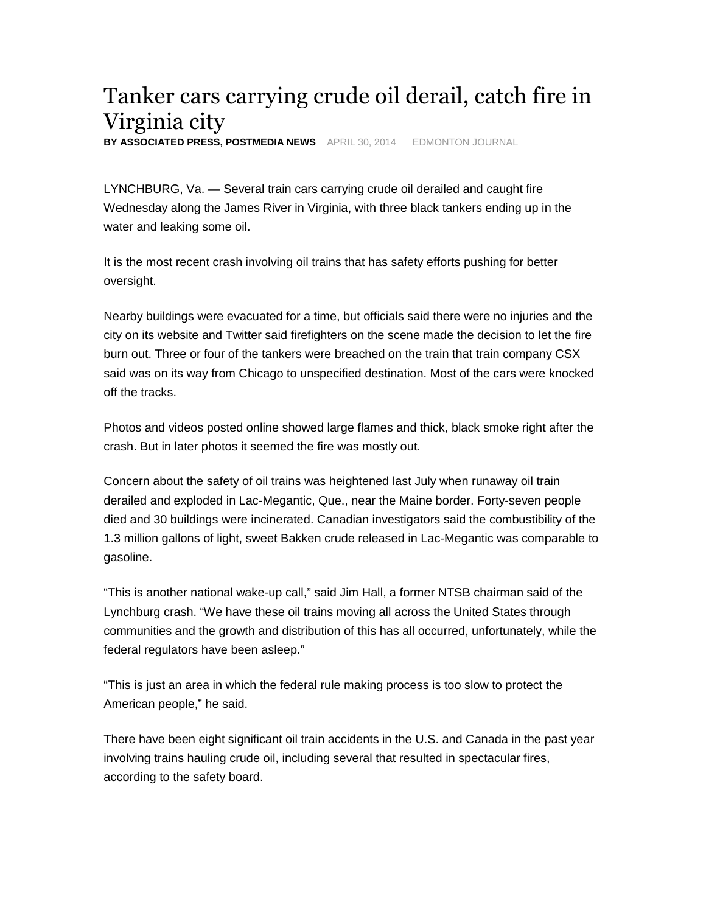# Tanker cars carrying crude oil derail, catch fire in Virginia city

**BY ASSOCIATED PRESS, POSTMEDIA NEWS** APRIL 30, 2014 EDMONTON JOURNAL

LYNCHBURG, Va. — Several train cars carrying crude oil derailed and caught fire Wednesday along the James River in Virginia, with three black tankers ending up in the water and leaking some oil.

It is the most recent crash involving oil trains that has safety efforts pushing for better oversight.

Nearby buildings were evacuated for a time, but officials said there were no injuries and the city on its website and Twitter said firefighters on the scene made the decision to let the fire burn out. Three or four of the tankers were breached on the train that train company CSX said was on its way from Chicago to unspecified destination. Most of the cars were knocked off the tracks.

Photos and videos posted online showed large flames and thick, black smoke right after the crash. But in later photos it seemed the fire was mostly out.

Concern about the safety of oil trains was heightened last July when runaway oil train derailed and exploded in Lac-Megantic, Que., near the Maine border. Forty-seven people died and 30 buildings were incinerated. Canadian investigators said the combustibility of the 1.3 million gallons of light, sweet Bakken crude released in Lac-Megantic was comparable to gasoline.

“This is another national wake-up call,” said Jim Hall, a former NTSB chairman said of the Lynchburg crash. “We have these oil trains moving all across the United States through communities and the growth and distribution of this has all occurred, unfortunately, while the federal regulators have been asleep.”

“This is just an area in which the federal rule making process is too slow to protect the American people,” he said.

There have been eight significant oil train accidents in the U.S. and Canada in the past year involving trains hauling crude oil, including several that resulted in spectacular fires, according to the safety board.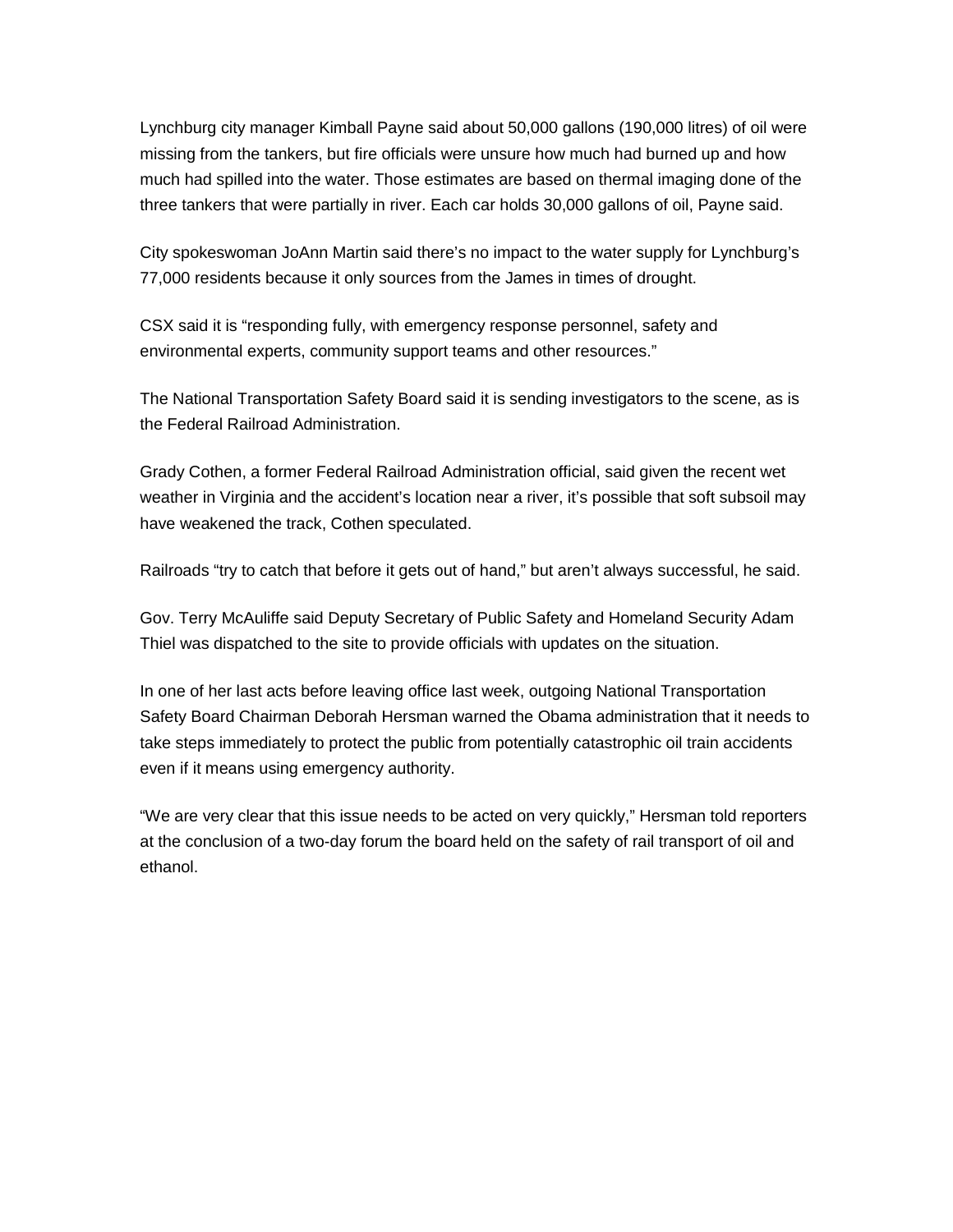Lynchburg city manager Kimball Payne said about 50,000 gallons (190,000 litres) of oil were missing from the tankers, but fire officials were unsure how much had burned up and how much had spilled into the water. Those estimates are based on thermal imaging done of the three tankers that were partially in river. Each car holds 30,000 gallons of oil, Payne said.

City spokeswoman JoAnn Martin said there's no impact to the water supply for Lynchburg's 77,000 residents because it only sources from the James in times of drought.

CSX said it is "responding fully, with emergency response personnel, safety and environmental experts, community support teams and other resources."

The National Transportation Safety Board said it is sending investigators to the scene, as is the Federal Railroad Administration.

Grady Cothen, a former Federal Railroad Administration official, said given the recent wet weather in Virginia and the accident's location near a river, it's possible that soft subsoil may have weakened the track, Cothen speculated.

Railroads "try to catch that before it gets out of hand," but aren't always successful, he said.

Gov. Terry McAuliffe said Deputy Secretary of Public Safety and Homeland Security Adam Thiel was dispatched to the site to provide officials with updates on the situation.

In one of her last acts before leaving office last week, outgoing National Transportation Safety Board Chairman Deborah Hersman warned the Obama administration that it needs to take steps immediately to protect the public from potentially catastrophic oil train accidents even if it means using emergency authority.

"We are very clear that this issue needs to be acted on very quickly," Hersman told reporters at the conclusion of a two-day forum the board held on the safety of rail transport of oil and ethanol.